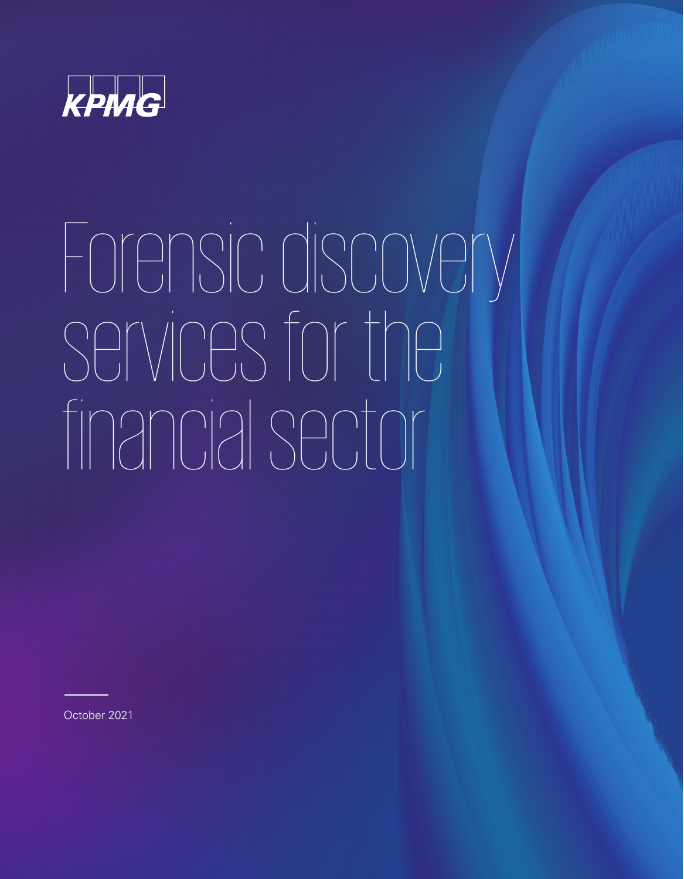KPMG

# Forensic discovery services for the financial sector

October 2021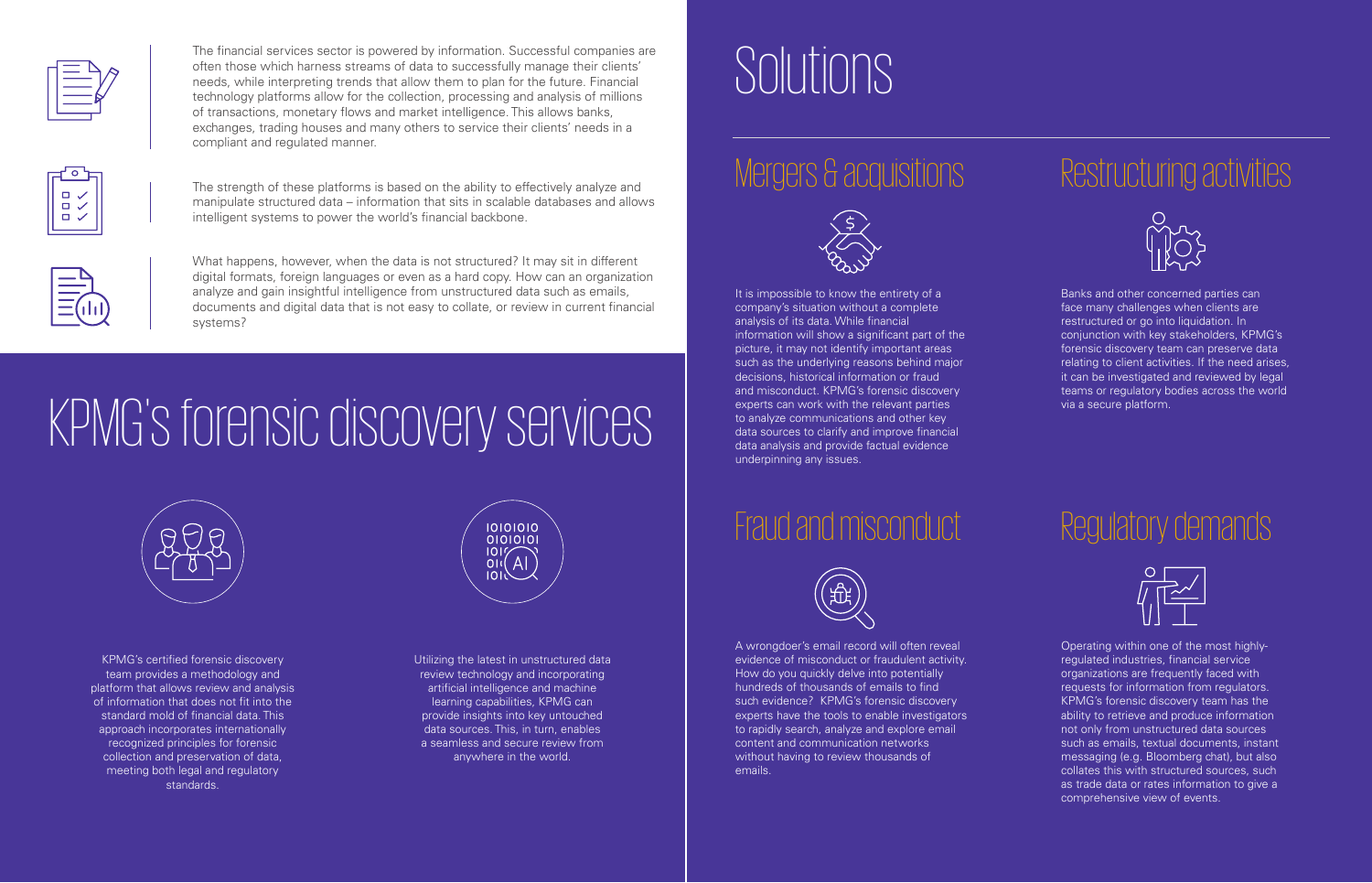The financial services sector is powered by information. Successful companies are often those which harness streams of data to successfully manage their clients' needs, while interpreting trends that allow them to plan for the future. Financial technology platforms allow for the collection, processing and analysis of millions of transactions, monetary flows and market intelligence. This allows banks, exchanges, trading houses and many others to service their clients' needs in a compliant and regulated manner.

The strength of these platforms is based on the ability to effectively analyze and manipulate structured data – information that sits in scalable databases and allows intelligent systems to power the world's financial backbone.

What happens, however, when the data is not structured? It may sit in different digital formats, foreign languages or even as a hard copy. How can an organization analyze and gain insightful intelligence from unstructured data such as emails, documents and digital data that is not easy to collate, or review in current financial systems?

# KPMG's forensic discovery services

KPMG's certified forensic discovery team provides a methodology and platform that allows review and analysis of information that does not fit into the standard mold of financial data. This approach incorporates internationally recognized principles for forensic collection and preservation of data, meeting both legal and regulatory standards.

Utilizing the latest in unstructured data review technology and incorporating artificial intelligence and machine learning capabilities, KPMG can provide insights into key untouched data sources. This, in turn, enables a seamless and secure review from anywhere in the world.

# Solutions

## Mergers & acquisitions

It is impossible to know the entirety of a company's situation without a complete analysis of its data. While financial information will show a significant part of the picture, it may not identify important areas such as the underlying reasons behind major decisions, historical information or fraud and misconduct. KPMG's forensic discovery experts can work with the relevant parties to analyze communications and other key data sources to clarify and improve financial data analysis and provide factual evidence underpinning any issues.

## Restructuring activities

Banks and other concerned parties can face many challenges when clients are restructured or go into liquidation. In conjunction with key stakeholders, KPMG's forensic discovery team can preserve data relating to client activities. If the need arises, it can be investigated and reviewed by legal teams or regulatory bodies across the world via a secure platform.

## Fraud and misconduct

A wrongdoer's email record will often reveal evidence of misconduct or fraudulent activity. How do you quickly delve into potentially hundreds of thousands of emails to find such evidence? KPMG's forensic discovery experts have the tools to enable investigators to rapidly search, analyze and explore email content and communication networks without having to review thousands of emails.

## Regulatory demands

Operating within one of the most highly-regulated industries, financial service organizations are frequently faced with requests for information from regulators. KPMG's forensic discovery team has the ability to retrieve and produce information not only from unstructured data sources such as emails, textual documents, instant messaging (e.g. Bloomberg chat), but also collates this with structured sources, such as trade data or rates information to give a comprehensive view of events.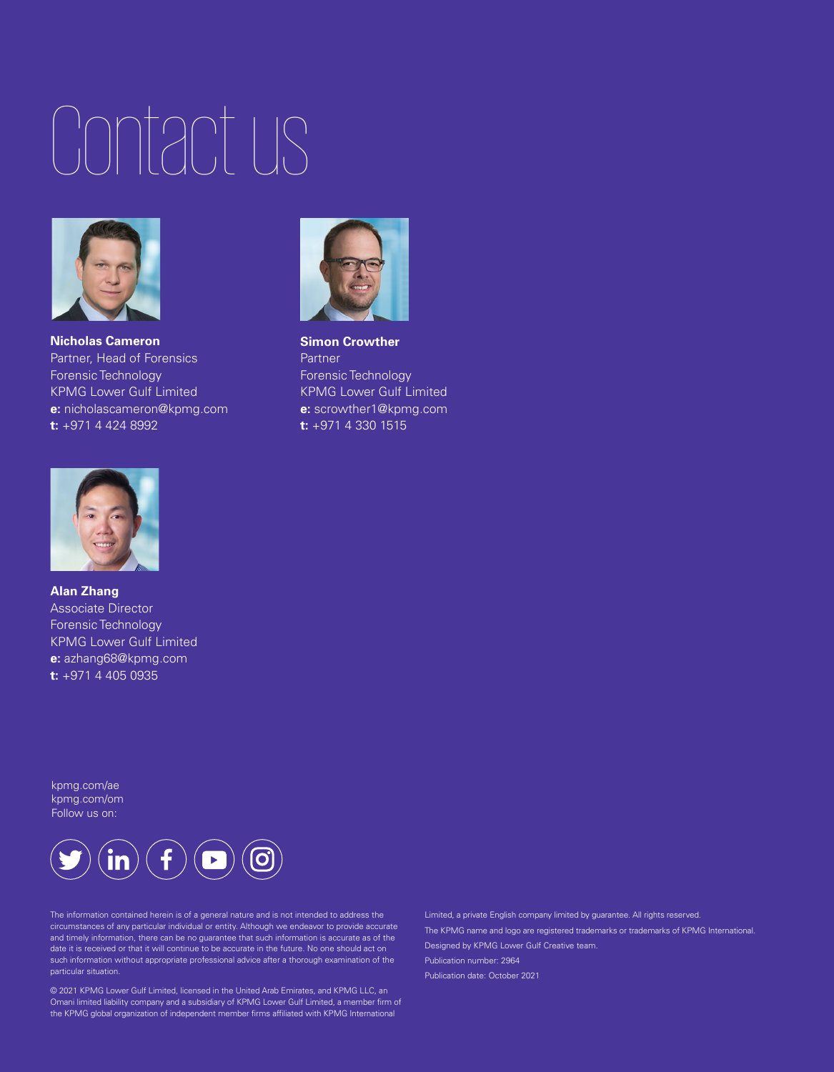# Contact us

**Nicholas Cameron**
Partner, Head of Forensics
Forensic Technology
KPMG Lower Gulf Limited
**e:** nicholascameron@kpmg.com
**t:** +971 4 424 8992

**Simon Crowther**
Partner
Forensic Technology
KPMG Lower Gulf Limited
**e:** scrowther1@kpmg.com
**t:** +971 4 330 1515

**Alan Zhang**
Associate Director
Forensic Technology
KPMG Lower Gulf Limited
**e:** azhang68@kpmg.com
**t:** +971 4 405 0935

kpmg.com/ae
kpmg.com/om
Follow us on:

The information contained herein is of a general nature and is not intended to address the circumstances of any particular individual or entity. Although we endeavor to provide accurate and timely information, there can be no guarantee that such information is accurate as of the date it is received or that it will continue to be accurate in the future. No one should act on such information without appropriate professional advice after a thorough examination of the particular situation.

© 2021 KPMG Lower Gulf Limited, licensed in the United Arab Emirates, and KPMG LLC, an Omani limited liability company and a subsidiary of KPMG Lower Gulf Limited, a member firm of the KPMG global organization of independent member firms affiliated with KPMG International Limited, a private English company limited by guarantee. All rights reserved.

The KPMG name and logo are registered trademarks or trademarks of KPMG International.

Designed by KPMG Lower Gulf Creative team.

Publication number: 2964

Publication date: October 2021